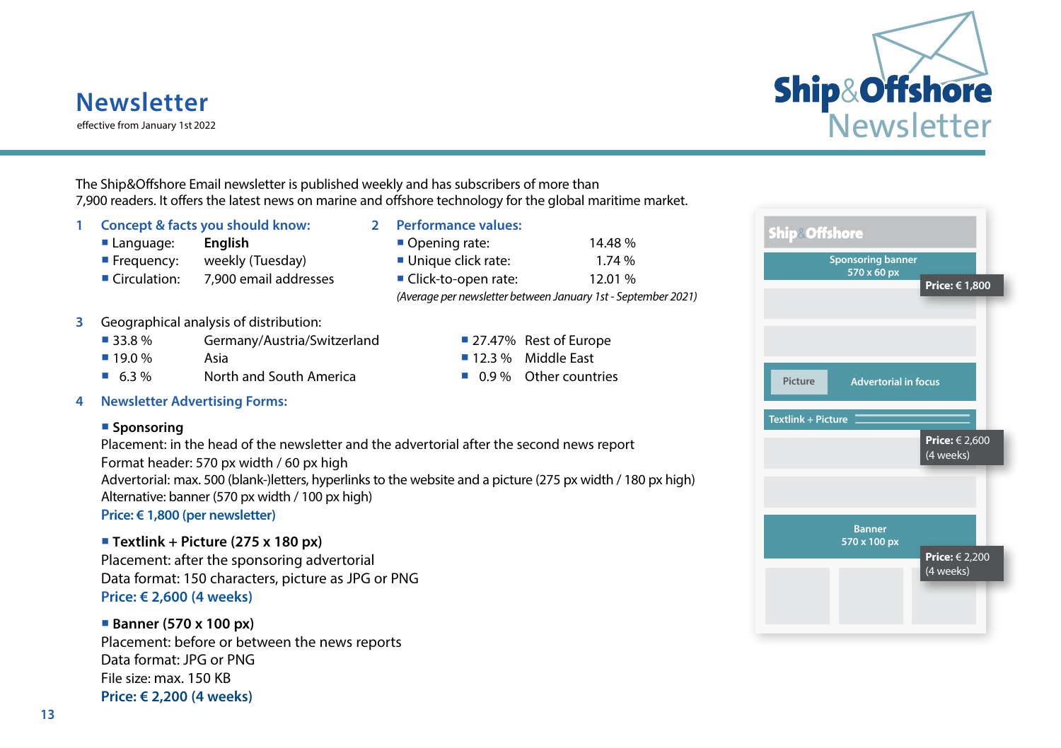# Newsletter

effective from January 1st 2022

The Ship&Offshore Email newsletter is published weekly and has subscribers of more than 7,900 readers. It offers the latest news on marine and offshore technology for the global maritime market.

## 1 Concept & facts you should know:

- Language: **English**
- Frequency: weekly (Tuesday)
- Circulation: 7,900 email addresses

## 2 Performance values:

- Opening rate: 14.48 %
- Unique click rate: 1.74 %
- Click-to-open rate: 12.01 %

*(Average per newsletter between January 1st - September 2021)*

## 3 Geographical analysis of distribution:

- 33.8 % Germany/Austria/Switzerland
- 19.0 % Asia
- 6.3 % North and South America
- 27.47% Rest of Europe
- 12.3 % Middle East
- 0.9 % Other countries

## 4 Newsletter Advertising Forms:

- **Sponsoring**

Placement: in the head of the newsletter and the advertorial after the second news report
Format header: 570 px width / 60 px high
Advertorial: max. 500 (blank-)letters, hyperlinks to the website and a picture (275 px width / 180 px high)
Alternative: banner (570 px width / 100 px high)
**Price: € 1,800 (per newsletter)**

- **Textlink + Picture (275 x 180 px)**

Placement: after the sponsoring advertorial
Data format: 150 characters, picture as JPG or PNG
**Price: € 2,600 (4 weeks)**

- **Banner (570 x 100 px)**

Placement: before or between the news reports
Data format: JPG or PNG
File size: max. 150 KB
**Price: € 2,200 (4 weeks)**

Ship&Offshore

Sponsoring banner 570 x 60 px — **Price:** € 1,800

Picture — Advertorial in focus

Textlink + Picture — **Price:** € 2,600 (4 weeks)

Banner 570 x 100 px — **Price:** € 2,200 (4 weeks)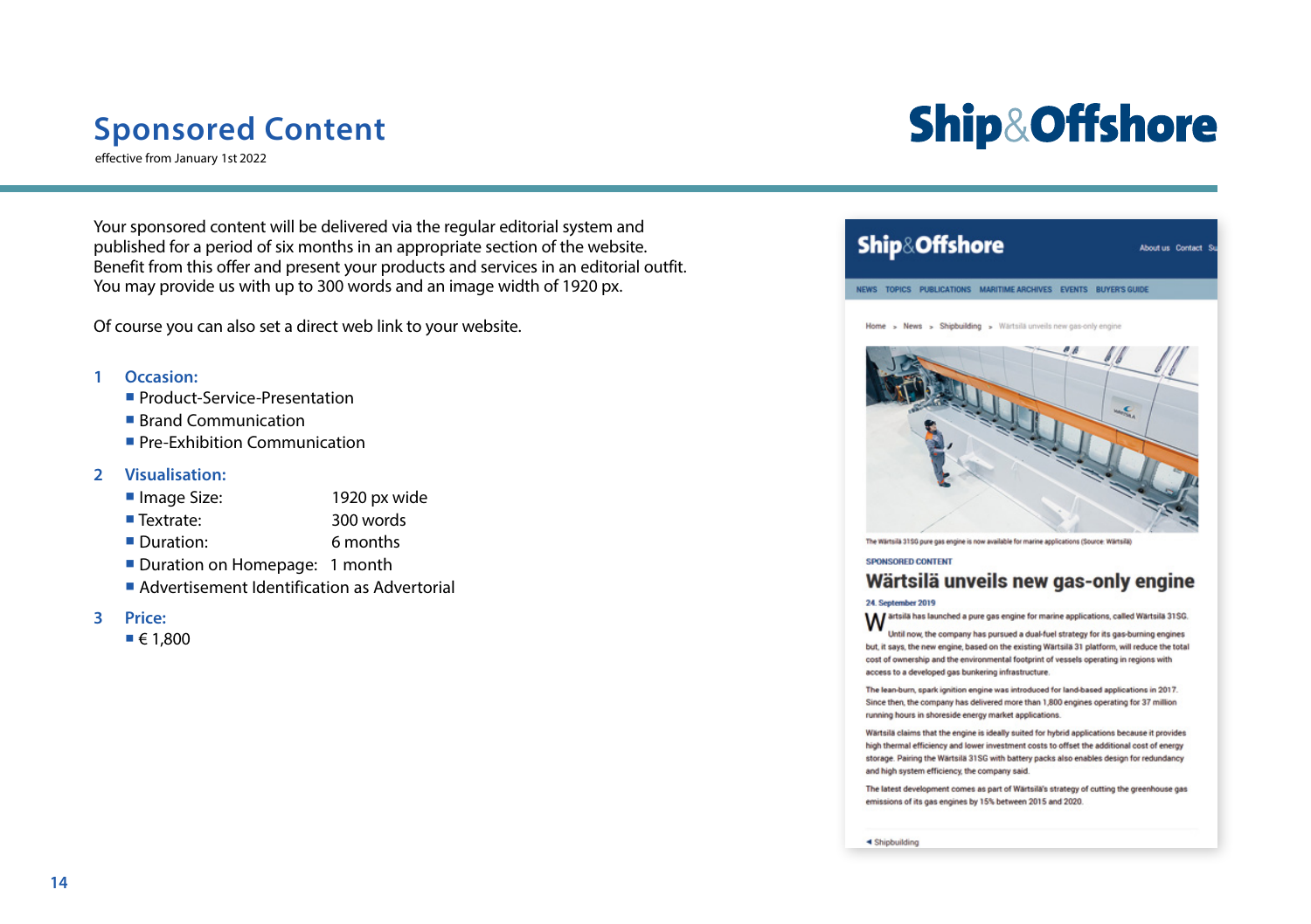# Sponsored Content

effective from January 1st 2022

Your sponsored content will be delivered via the regular editorial system and published for a period of six months in an appropriate section of the website. Benefit from this offer and present your products and services in an editorial outfit. You may provide us with up to 300 words and an image width of 1920 px.

Of course you can also set a direct web link to your website.

1. **Occasion:**
   - Product-Service-Presentation
   - Brand Communication
   - Pre-Exhibition Communication

2. **Visualisation:**
   - Image Size: 1920 px wide
   - Textrate: 300 words
   - Duration: 6 months
   - Duration on Homepage: 1 month
   - Advertisement Identification as Advertorial

3. **Price:**
   - € 1,800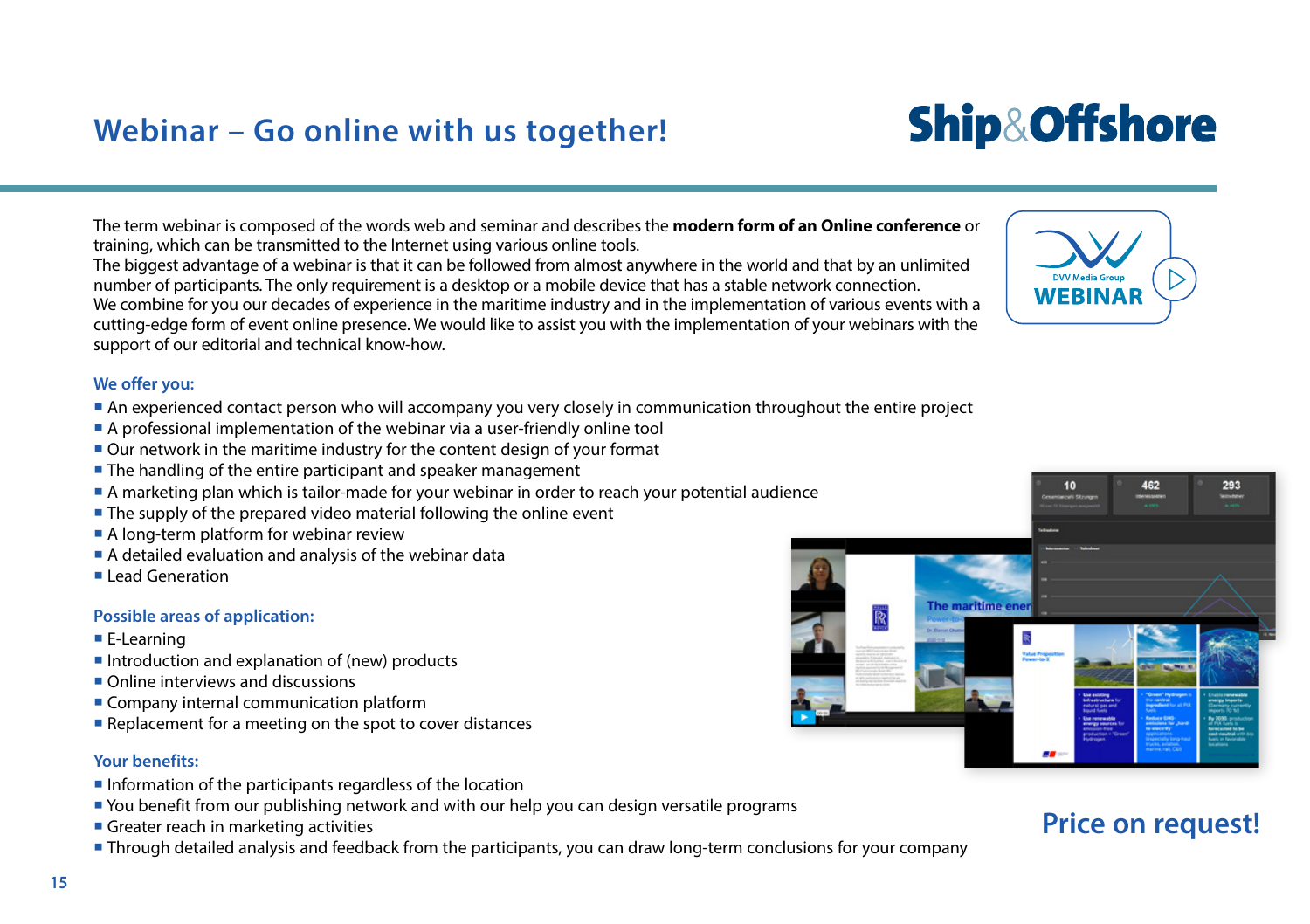# Webinar – Go online with us together!

Ship&Offshore

The term webinar is composed of the words web and seminar and describes the **modern form of an Online conference** or training, which can be transmitted to the Internet using various online tools.
The biggest advantage of a webinar is that it can be followed from almost anywhere in the world and that by an unlimited number of participants. The only requirement is a desktop or a mobile device that has a stable network connection.
We combine for you our decades of experience in the maritime industry and in the implementation of various events with a cutting-edge form of event online presence. We would like to assist you with the implementation of your webinars with the support of our editorial and technical know-how.

DVV Media Group WEBINAR

### We offer you:

- An experienced contact person who will accompany you very closely in communication throughout the entire project
- A professional implementation of the webinar via a user-friendly online tool
- Our network in the maritime industry for the content design of your format
- The handling of the entire participant and speaker management
- A marketing plan which is tailor-made for your webinar in order to reach your potential audience
- The supply of the prepared video material following the online event
- A long-term platform for webinar review
- A detailed evaluation and analysis of the webinar data
- Lead Generation

### Possible areas of application:

- E-Learning
- Introduction and explanation of (new) products
- Online interviews and discussions
- Company internal communication platform
- Replacement for a meeting on the spot to cover distances

### Your benefits:

- Information of the participants regardless of the location
- You benefit from our publishing network and with our help you can design versatile programs
- Greater reach in marketing activities
- Through detailed analysis and feedback from the participants, you can draw long-term conclusions for your company

## Price on request!